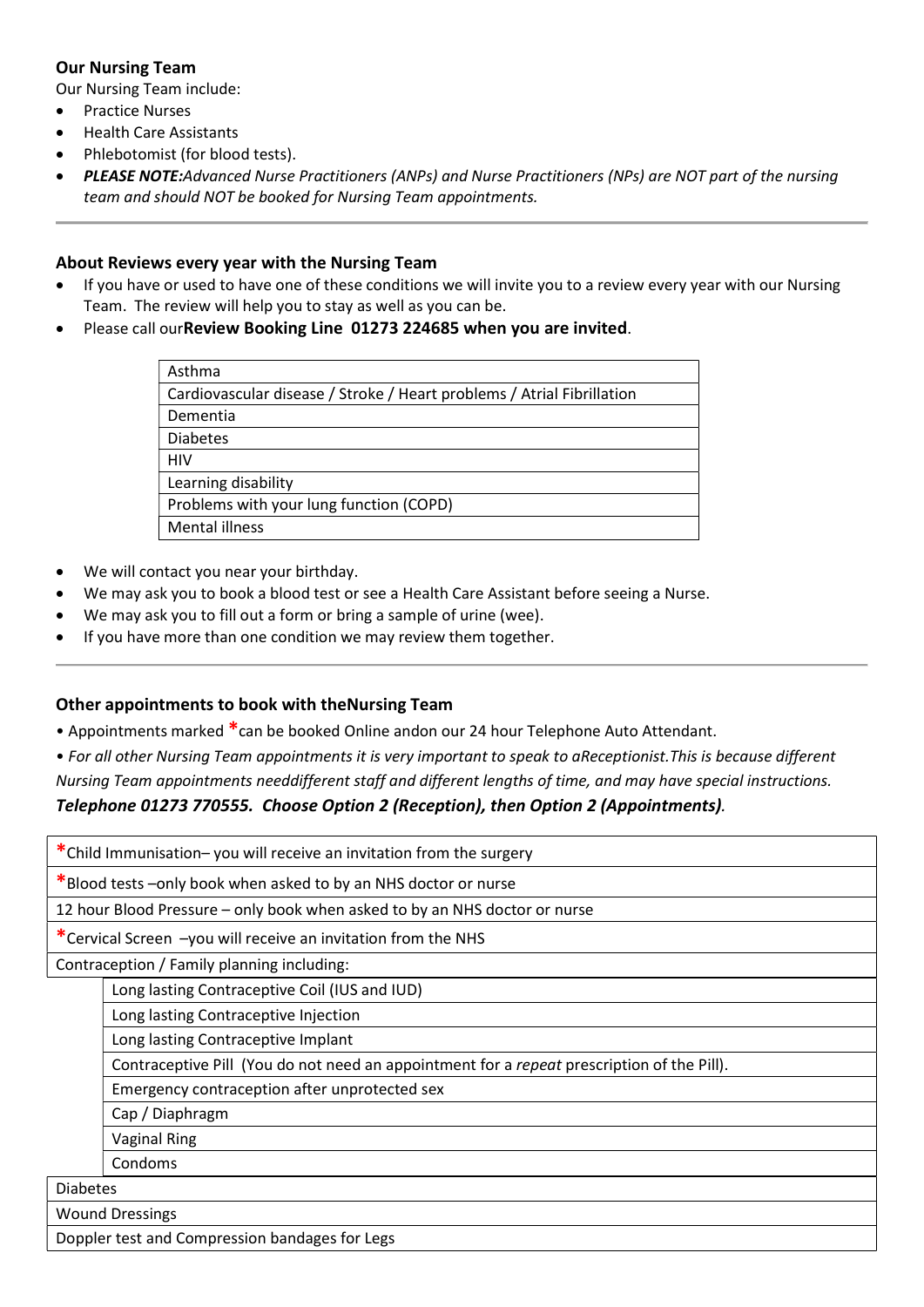## Our Nursing Team

Our Nursing Team include:

- Practice Nurses
- Health Care Assistants
- Phlebotomist (for blood tests).
- ***PLEASE NOTE:****Advanced Nurse Practitioners (ANPs) and Nurse Practitioners (NPs) are NOT part of the nursing team and should NOT be booked for Nursing Team appointments.*

---

## About Reviews every year with the Nursing Team

- If you have or used to have one of these conditions we will invite you to a review every year with our Nursing Team. The review will help you to stay as well as you can be.
- Please call our**Review Booking Line 01273 224685 when you are invited**.

| Conditions |
|---|
| Asthma |
| Cardiovascular disease / Stroke / Heart problems / Atrial Fibrillation |
| Dementia |
| Diabetes |
| HIV |
| Learning disability |
| Problems with your lung function (COPD) |
| Mental illness |

- We will contact you near your birthday.
- We may ask you to book a blood test or see a Health Care Assistant before seeing a Nurse.
- We may ask you to fill out a form or bring a sample of urine (wee).
- If you have more than one condition we may review them together.

---

## Other appointments to book with theNursing Team

• Appointments marked *can be booked Online andon our 24 hour Telephone Auto Attendant.

• *For all other Nursing Team appointments it is very important to speak to aReceptionist.This is because different Nursing Team appointments needdifferent staff and different lengths of time, and may have special instructions.*

***Telephone 01273 770555. Choose Option 2 (Reception), then Option 2 (Appointments).***

| Appointment | |
|---|---|
| *Child Immunisation– you will receive an invitation from the surgery | |
| *Blood tests –only book when asked to by an NHS doctor or nurse | |
| 12 hour Blood Pressure – only book when asked to by an NHS doctor or nurse | |
| *Cervical Screen –you will receive an invitation from the NHS | |
| Contraception / Family planning including: | |
| | Long lasting Contraceptive Coil (IUS and IUD) |
| | Long lasting Contraceptive Injection |
| | Long lasting Contraceptive Implant |
| | Contraceptive Pill (You do not need an appointment for a *repeat* prescription of the Pill). |
| | Emergency contraception after unprotected sex |
| | Cap / Diaphragm |
| | Vaginal Ring |
| | Condoms |
| Diabetes | |
| Wound Dressings | |
| Doppler test and Compression bandages for Legs | |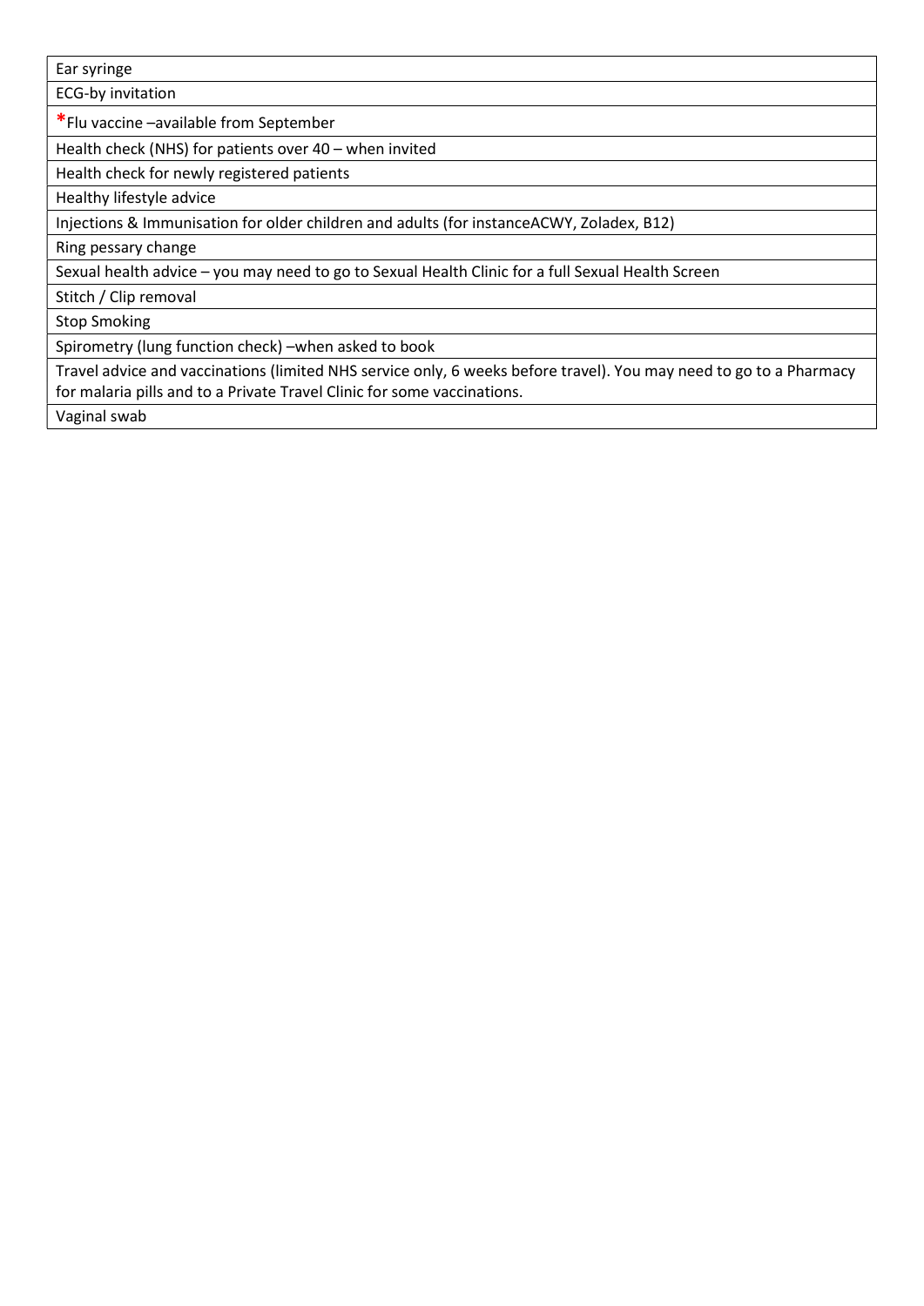| |
|---|
| Ear syringe |
| ECG-by invitation |
| *Flu vaccine –available from September |
| Health check (NHS) for patients over 40 – when invited |
| Health check for newly registered patients |
| Healthy lifestyle advice |
| Injections & Immunisation for older children and adults (for instanceACWY, Zoladex, B12) |
| Ring pessary change |
| Sexual health advice – you may need to go to Sexual Health Clinic for a full Sexual Health Screen |
| Stitch / Clip removal |
| Stop Smoking |
| Spirometry (lung function check) –when asked to book |
| Travel advice and vaccinations (limited NHS service only, 6 weeks before travel). You may need to go to a Pharmacy for malaria pills and to a Private Travel Clinic for some vaccinations. |
| Vaginal swab |